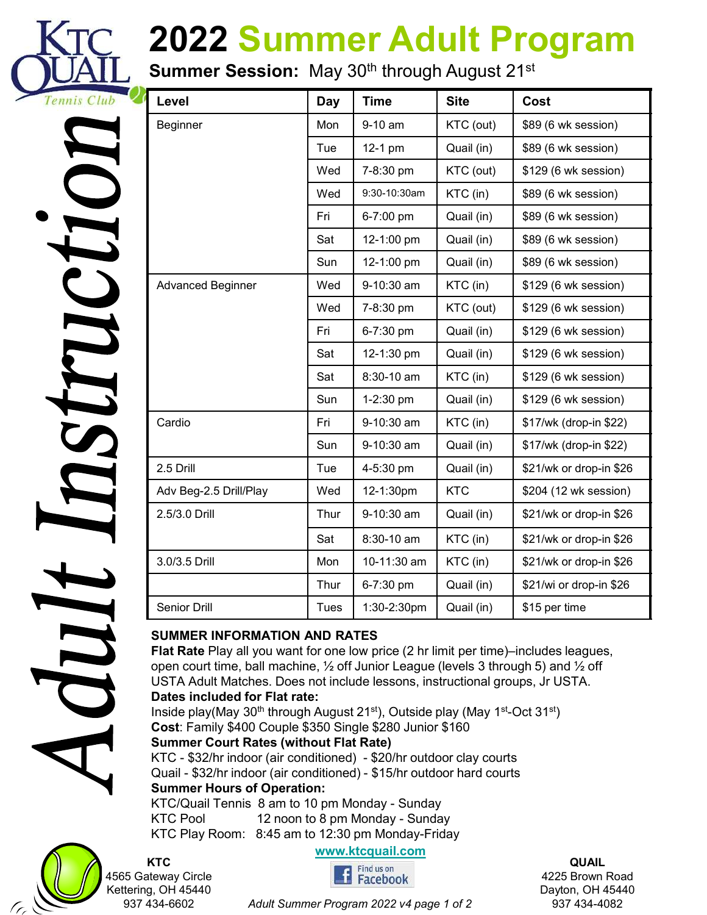KTC QUAIL Tennis Club

# Adult Instruction

# 2022 Summer Adult Program

**Summer Session:** May 30th through August 21st

| Level | Day | Time | Site | Cost |
|---|---|---|---|---|
| Beginner | Mon | 9-10 am | KTC (out) | $89 (6 wk session) |
| | Tue | 12-1 pm | Quail (in) | $89 (6 wk session) |
| | Wed | 7-8:30 pm | KTC (out) | $129 (6 wk session) |
| | Wed | 9:30-10:30am | KTC (in) | $89 (6 wk session) |
| | Fri | 6-7:00 pm | Quail (in) | $89 (6 wk session) |
| | Sat | 12-1:00 pm | Quail (in) | $89 (6 wk session) |
| | Sun | 12-1:00 pm | Quail (in) | $89 (6 wk session) |
| Advanced Beginner | Wed | 9-10:30 am | KTC (in) | $129 (6 wk session) |
| | Wed | 7-8:30 pm | KTC (out) | $129 (6 wk session) |
| | Fri | 6-7:30 pm | Quail (in) | $129 (6 wk session) |
| | Sat | 12-1:30 pm | Quail (in) | $129 (6 wk session) |
| | Sat | 8:30-10 am | KTC (in) | $129 (6 wk session) |
| | Sun | 1-2:30 pm | Quail (in) | $129 (6 wk session) |
| Cardio | Fri | 9-10:30 am | KTC (in) | $17/wk (drop-in $22) |
| | Sun | 9-10:30 am | Quail (in) | $17/wk (drop-in $22) |
| 2.5 Drill | Tue | 4-5:30 pm | Quail (in) | $21/wk or drop-in $26 |
| Adv Beg-2.5 Drill/Play | Wed | 12-1:30pm | KTC | $204 (12 wk session) |
| 2.5/3.0 Drill | Thur | 9-10:30 am | Quail (in) | $21/wk or drop-in $26 |
| | Sat | 8:30-10 am | KTC (in) | $21/wk or drop-in $26 |
| 3.0/3.5 Drill | Mon | 10-11:30 am | KTC (in) | $21/wk or drop-in $26 |
| | Thur | 6-7:30 pm | Quail (in) | $21/wi or drop-in $26 |
| Senior Drill | Tues | 1:30-2:30pm | Quail (in) | $15 per time |

**SUMMER INFORMATION AND RATES**

**Flat Rate** Play all you want for one low price (2 hr limit per time)–includes leagues, open court time, ball machine, ½ off Junior League (levels 3 through 5) and ½ off USTA Adult Matches. Does not include lessons, instructional groups, Jr USTA.

**Dates included for Flat rate:**

Inside play(May 30th through August 21st), Outside play (May 1st-Oct 31st)

**Cost**: Family $400 Couple $350 Single $280 Junior $160

**Summer Court Rates (without Flat Rate)**

KTC - $32/hr indoor (air conditioned) - $20/hr outdoor clay courts

Quail - $32/hr indoor (air conditioned) - $15/hr outdoor hard courts

**Summer Hours of Operation:**

KTC/Quail Tennis 8 am to 10 pm Monday - Sunday

KTC Pool 12 noon to 8 pm Monday - Sunday

KTC Play Room: 8:45 am to 12:30 pm Monday-Friday

**KTC**
4565 Gateway Circle
Kettering, OH 45440
937 434-6602

www.ktcquail.com

Find us on Facebook

**QUAIL**
4225 Brown Road
Dayton, OH 45440
937 434-4082

*Adult Summer Program 2022 v4*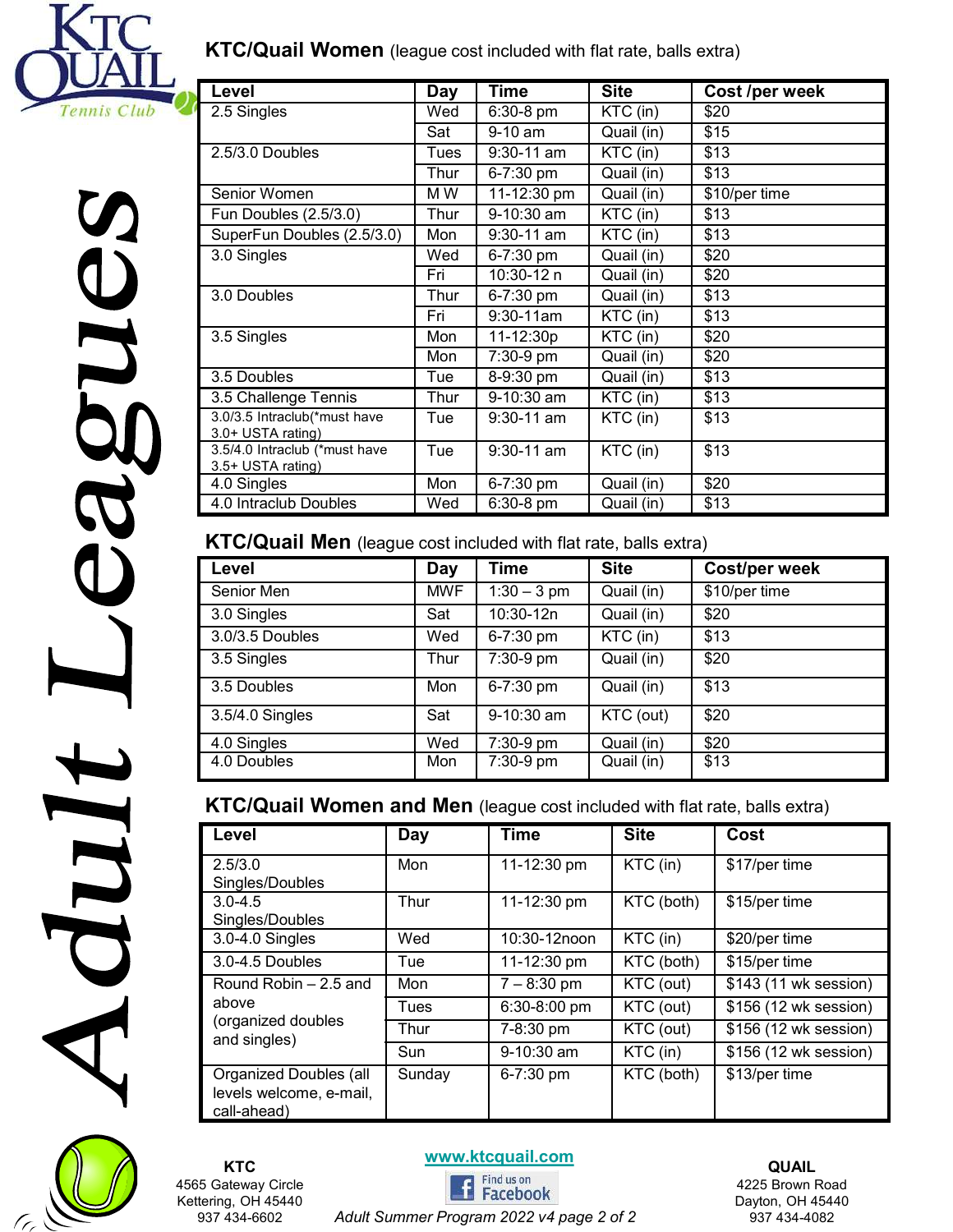# Adult Leagues

## KTC/Quail Women (league cost included with flat rate, balls extra)

| Level | Day | Time | Site | Cost /per week |
|---|---|---|---|---|
| 2.5 Singles | Wed | 6:30-8 pm | KTC (in) | $20 |
| | Sat | 9-10 am | Quail (in) | $15 |
| 2.5/3.0 Doubles | Tues | 9:30-11 am | KTC (in) | $13 |
| | Thur | 6-7:30 pm | Quail (in) | $13 |
| Senior Women | M W | 11-12:30 pm | Quail (in) | $10/per time |
| Fun Doubles (2.5/3.0) | Thur | 9-10:30 am | KTC (in) | $13 |
| SuperFun Doubles (2.5/3.0) | Mon | 9:30-11 am | KTC (in) | $13 |
| 3.0 Singles | Wed | 6-7:30 pm | Quail (in) | $20 |
| | Fri | 10:30-12 n | Quail (in) | $20 |
| 3.0 Doubles | Thur | 6-7:30 pm | Quail (in) | $13 |
| | Fri | 9:30-11am | KTC (in) | $13 |
| 3.5 Singles | Mon | 11-12:30p | KTC (in) | $20 |
| | Mon | 7:30-9 pm | Quail (in) | $20 |
| 3.5 Doubles | Tue | 8-9:30 pm | Quail (in) | $13 |
| 3.5 Challenge Tennis | Thur | 9-10:30 am | KTC (in) | $13 |
| 3.0/3.5 Intraclub(*must have 3.0+ USTA rating) | Tue | 9:30-11 am | KTC (in) | $13 |
| 3.5/4.0 Intraclub (*must have 3.5+ USTA rating) | Tue | 9:30-11 am | KTC (in) | $13 |
| 4.0 Singles | Mon | 6-7:30 pm | Quail (in) | $20 |
| 4.0 Intraclub Doubles | Wed | 6:30-8 pm | Quail (in) | $13 |

## KTC/Quail Men (league cost included with flat rate, balls extra)

| Level | Day | Time | Site | Cost/per week |
|---|---|---|---|---|
| Senior Men | MWF | 1:30 – 3 pm | Quail (in) | $10/per time |
| 3.0 Singles | Sat | 10:30-12n | Quail (in) | $20 |
| 3.0/3.5 Doubles | Wed | 6-7:30 pm | KTC (in) | $13 |
| 3.5 Singles | Thur | 7:30-9 pm | Quail (in) | $20 |
| 3.5 Doubles | Mon | 6-7:30 pm | Quail (in) | $13 |
| 3.5/4.0 Singles | Sat | 9-10:30 am | KTC (out) | $20 |
| 4.0 Singles | Wed | 7:30-9 pm | Quail (in) | $20 |
| 4.0 Doubles | Mon | 7:30-9 pm | Quail (in) | $13 |

## KTC/Quail Women and Men (league cost included with flat rate, balls extra)

| Level | Day | Time | Site | Cost |
|---|---|---|---|---|
| 2.5/3.0 Singles/Doubles | Mon | 11-12:30 pm | KTC (in) | $17/per time |
| 3.0-4.5 Singles/Doubles | Thur | 11-12:30 pm | KTC (both) | $15/per time |
| 3.0-4.0 Singles | Wed | 10:30-12noon | KTC (in) | $20/per time |
| 3.0-4.5 Doubles | Tue | 11-12:30 pm | KTC (both) | $15/per time |
| Round Robin – 2.5 and above (organized doubles and singles) | Mon | 7 – 8:30 pm | KTC (out) | $143 (11 wk session) |
| | Tues | 6:30-8:00 pm | KTC (out) | $156 (12 wk session) |
| | Thur | 7-8:30 pm | KTC (out) | $156 (12 wk session) |
| | Sun | 9-10:30 am | KTC (in) | $156 (12 wk session) |
| Organized Doubles (all levels welcome, e-mail, call-ahead) | Sunday | 6-7:30 pm | KTC (both) | $13/per time |

**KTC**
4565 Gateway Circle
Kettering, OH 45440
937 434-6602

**www.ktcquail.com**
Find us on Facebook

*Adult Summer Program 2022 v4*

**QUAIL**
4225 Brown Road
Dayton, OH 45440
937 434-4082